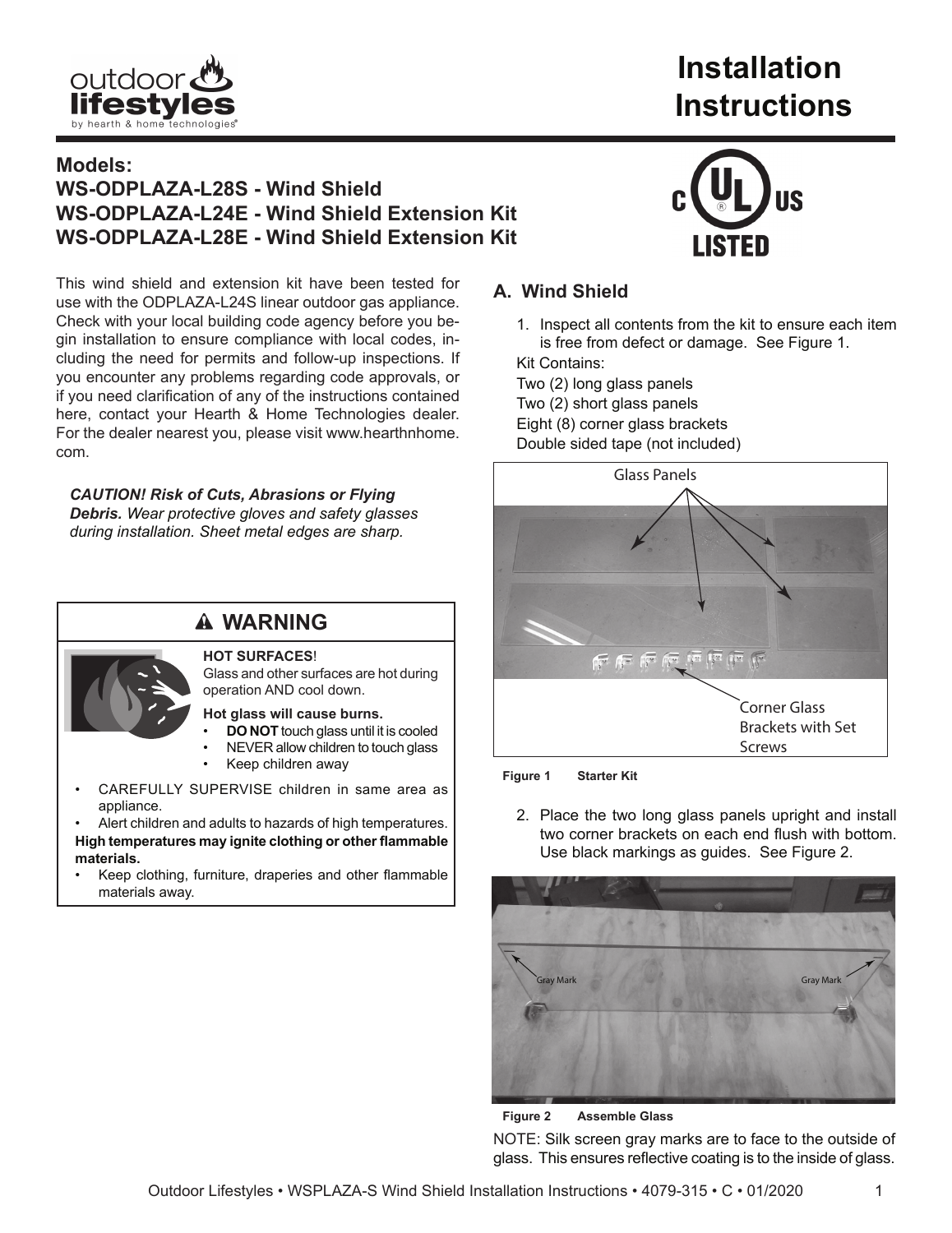# Installation Instructions

## Models:
## WS-ODPLAZA-L28S - Wind Shield
## WS-ODPLAZA-L24E - Wind Shield Extension Kit
## WS-ODPLAZA-L28E - Wind Shield Extension Kit

This wind shield and extension kit have been tested for use with the ODPLAZA-L24S linear outdoor gas appliance. Check with your local building code agency before you begin installation to ensure compliance with local codes, including the need for permits and follow-up inspections. If you encounter any problems regarding code approvals, or if you need clarification of any of the instructions contained here, contact your Hearth & Home Technologies dealer. For the dealer nearest you, please visit www.hearthnhome.com.

***CAUTION! Risk of Cuts, Abrasions or Flying Debris.*** *Wear protective gloves and safety glasses during installation. Sheet metal edges are sharp.*

> **⚠ WARNING**
>
> **HOT SURFACES!**
> Glass and other surfaces are hot during operation AND cool down.
>
> **Hot glass will cause burns.**
> - **DO NOT** touch glass until it is cooled
> - NEVER allow children to touch glass
> - Keep children away
>
> - CAREFULLY SUPERVISE children in same area as appliance.
> - Alert children and adults to hazards of high temperatures.
>
> **High temperatures may ignite clothing or other flammable materials.**
> - Keep clothing, furniture, draperies and other flammable materials away.

## A. Wind Shield

1. Inspect all contents from the kit to ensure each item is free from defect or damage. See Figure 1.

Kit Contains:
Two (2) long glass panels
Two (2) short glass panels
Eight (8) corner glass brackets
Double sided tape (not included)

Glass Panels

Corner Glass Brackets with Set Screws

**Figure 1 Starter Kit**

2. Place the two long glass panels upright and install two corner brackets on each end flush with bottom. Use black markings as guides. See Figure 2.

Gray Mark | Gray Mark

**Figure 2 Assemble Glass**

NOTE: Silk screen gray marks are to face to the outside of glass. This ensures reflective coating is to the inside of glass.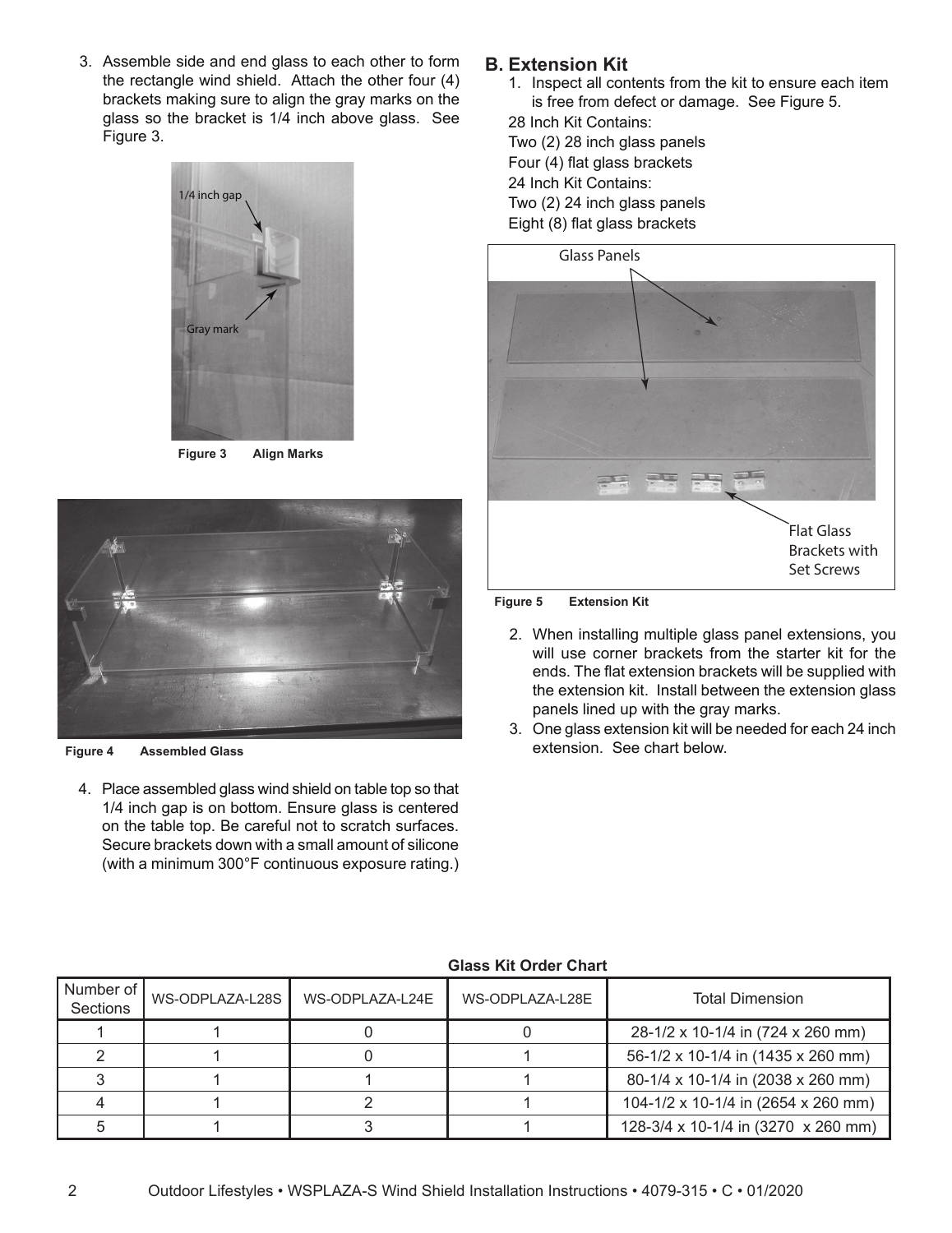3. Assemble side and end glass to each other to form the rectangle wind shield. Attach the other four (4) brackets making sure to align the gray marks on the glass so the bracket is 1/4 inch above glass. See Figure 3.

**Figure 3 Align Marks**

**Figure 4 Assembled Glass**

4. Place assembled glass wind shield on table top so that 1/4 inch gap is on bottom. Ensure glass is centered on the table top. Be careful not to scratch surfaces. Secure brackets down with a small amount of silicone (with a minimum 300°F continuous exposure rating.)

## B. Extension Kit

1. Inspect all contents from the kit to ensure each item is free from defect or damage. See Figure 5.

   28 Inch Kit Contains:
   Two (2) 28 inch glass panels
   Four (4) flat glass brackets
   24 Inch Kit Contains:
   Two (2) 24 inch glass panels
   Eight (8) flat glass brackets

**Figure 5 Extension Kit**

2. When installing multiple glass panel extensions, you will use corner brackets from the starter kit for the ends. The flat extension brackets will be supplied with the extension kit. Install between the extension glass panels lined up with the gray marks.
3. One glass extension kit will be needed for each 24 inch extension. See chart below.

**Glass Kit Order Chart**

| Number of Sections | WS-ODPLAZA-L28S | WS-ODPLAZA-L24E | WS-ODPLAZA-L28E | Total Dimension |
|---|---|---|---|---|
| 1 | 1 | 0 | 0 | 28-1/2 x 10-1/4 in (724 x 260 mm) |
| 2 | 1 | 0 | 1 | 56-1/2 x 10-1/4 in (1435 x 260 mm) |
| 3 | 1 | 1 | 1 | 80-1/4 x 10-1/4 in (2038 x 260 mm) |
| 4 | 1 | 2 | 1 | 104-1/2 x 10-1/4 in (2654 x 260 mm) |
| 5 | 1 | 3 | 1 | 128-3/4 x 10-1/4 in (3270 x 260 mm) |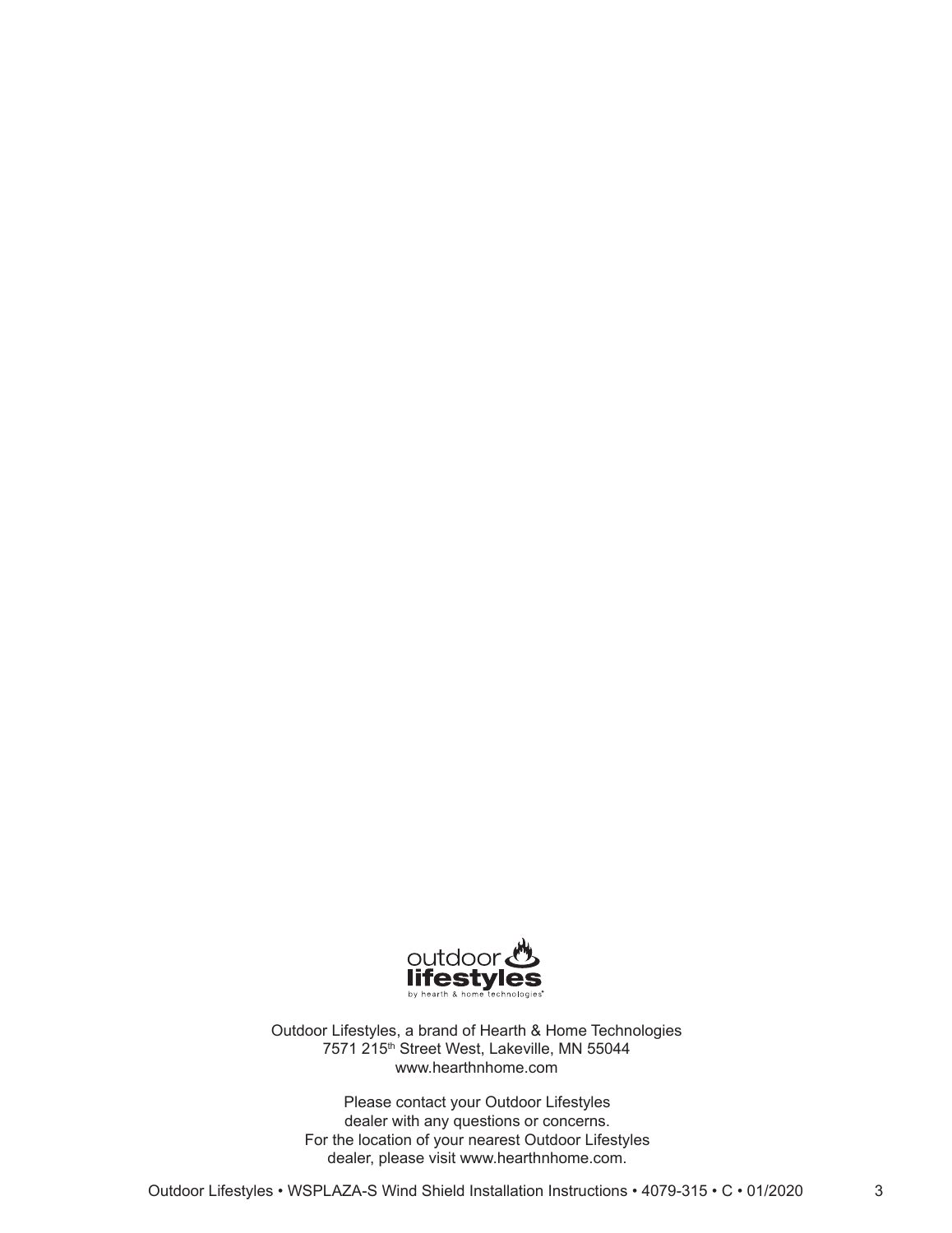Outdoor Lifestyles, a brand of Hearth & Home Technologies
7571 215th Street West, Lakeville, MN 55044
www.hearthnhome.com

Please contact your Outdoor Lifestyles
dealer with any questions or concerns.
For the location of your nearest Outdoor Lifestyles
dealer, please visit www.hearthnhome.com.

Outdoor Lifestyles • WSPLAZA-S Wind Shield Installation Instructions • 4079-315 • C • 01/2020